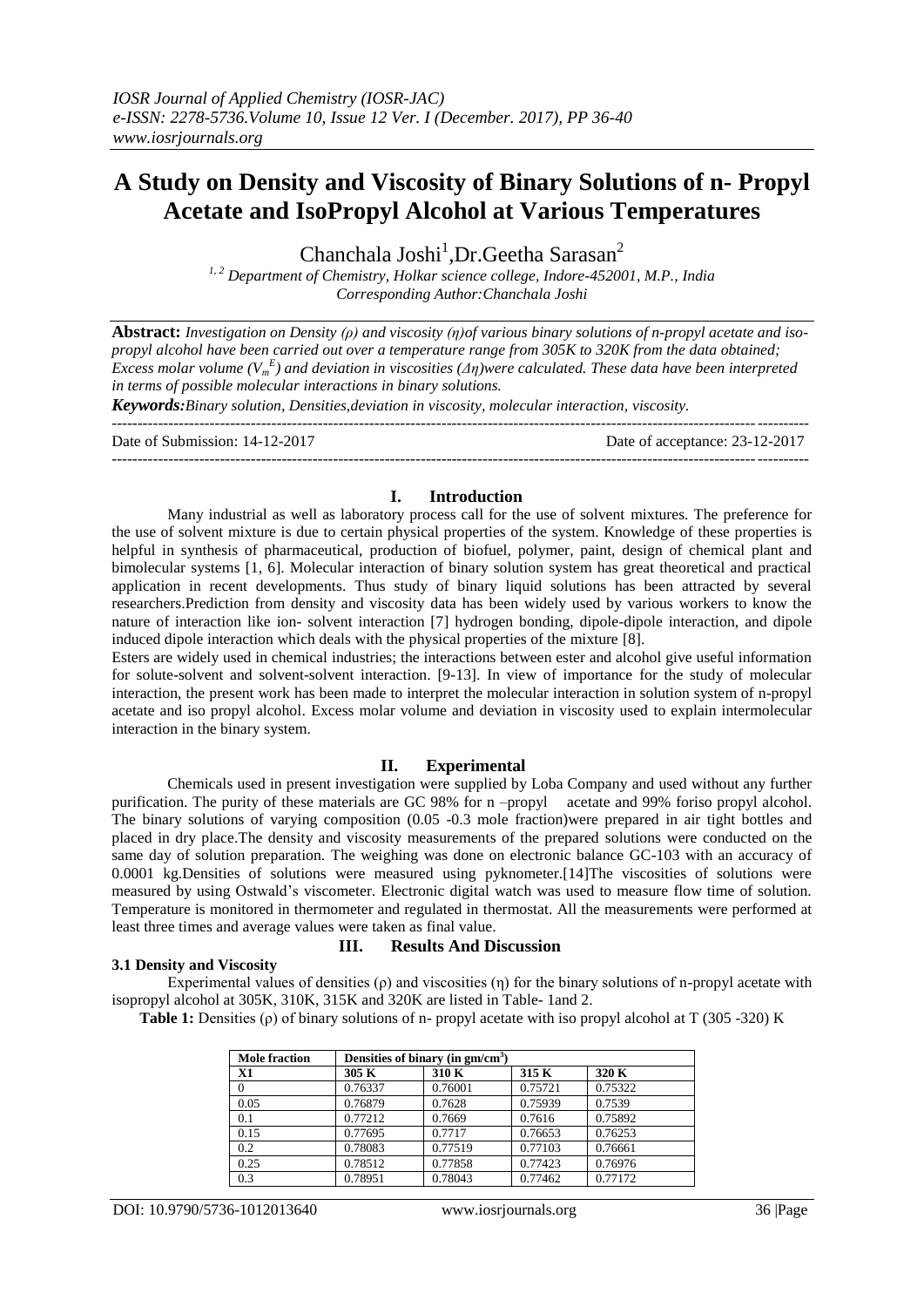# A Study on Density and Viscosity of Binary Solutions of n- Propyl Acetate and IsoPropyl Alcohol at Various Temperatures

Chanchala Joshi[1],Dr.Geetha Sarasan[2]

[1, 2] *Department of Chemistry, Holkar science college, Indore-452001, M.P., India*
*Corresponding Author:Chanchala Joshi*

**Abstract:** *Investigation on Density (ρ) and viscosity (η)of various binary solutions of n-propyl acetate and iso-propyl alcohol have been carried out over a temperature range from 305K to 320K from the data obtained; Excess molar volume ($V_m^E$) and deviation in viscosities (Δη)were calculated. These data have been interpreted in terms of possible molecular interactions in binary solutions.*

***Keywords:****Binary solution, Densities,deviation in viscosity, molecular interaction, viscosity.*

Date of Submission: 14-12-2017 | Date of acceptance: 23-12-2017

## I. Introduction

Many industrial as well as laboratory process call for the use of solvent mixtures. The preference for the use of solvent mixture is due to certain physical properties of the system. Knowledge of these properties is helpful in synthesis of pharmaceutical, production of biofuel, polymer, paint, design of chemical plant and bimolecular systems [1, 6]. Molecular interaction of binary solution system has great theoretical and practical application in recent developments. Thus study of binary liquid solutions has been attracted by several researchers.Prediction from density and viscosity data has been widely used by various workers to know the nature of interaction like ion- solvent interaction [7] hydrogen bonding, dipole-dipole interaction, and dipole induced dipole interaction which deals with the physical properties of the mixture [8].

Esters are widely used in chemical industries; the interactions between ester and alcohol give useful information for solute-solvent and solvent-solvent interaction. [9-13]. In view of importance for the study of molecular interaction, the present work has been made to interpret the molecular interaction in solution system of n-propyl acetate and iso propyl alcohol. Excess molar volume and deviation in viscosity used to explain intermolecular interaction in the binary system.

## II. Experimental

Chemicals used in present investigation were supplied by Loba Company and used without any further purification. The purity of these materials are GC 98% for n –propyl acetate and 99% foriso propyl alcohol. The binary solutions of varying composition (0.05 -0.3 mole fraction)were prepared in air tight bottles and placed in dry place.The density and viscosity measurements of the prepared solutions were conducted on the same day of solution preparation. The weighing was done on electronic balance GC-103 with an accuracy of 0.0001 kg.Densities of solutions were measured using pyknometer.[14]The viscosities of solutions were measured by using Ostwald's viscometer. Electronic digital watch was used to measure flow time of solution. Temperature is monitored in thermometer and regulated in thermostat. All the measurements were performed at least three times and average values were taken as final value.

## III. Results And Discussion

### 3.1 Density and Viscosity

Experimental values of densities (ρ) and viscosities (η) for the binary solutions of n-propyl acetate with isopropyl alcohol at 305K, 310K, 315K and 320K are listed in Table- 1and 2.

**Table 1:** Densities (ρ) of binary solutions of n- propyl acetate with iso propyl alcohol at T (305 -320) K

| Mole fraction | Densities of binary (in gm/cm$^3$) | | | |
|---|---|---|---|---|
| **X1** | **305 K** | **310 K** | **315 K** | **320 K** |
| 0 | 0.76337 | 0.76001 | 0.75721 | 0.75322 |
| 0.05 | 0.76879 | 0.7628 | 0.75939 | 0.7539 |
| 0.1 | 0.77212 | 0.7669 | 0.7616 | 0.75892 |
| 0.15 | 0.77695 | 0.7717 | 0.76653 | 0.76253 |
| 0.2 | 0.78083 | 0.77519 | 0.77103 | 0.76661 |
| 0.25 | 0.78512 | 0.77858 | 0.77423 | 0.76976 |
| 0.3 | 0.78951 | 0.78043 | 0.77462 | 0.77172 |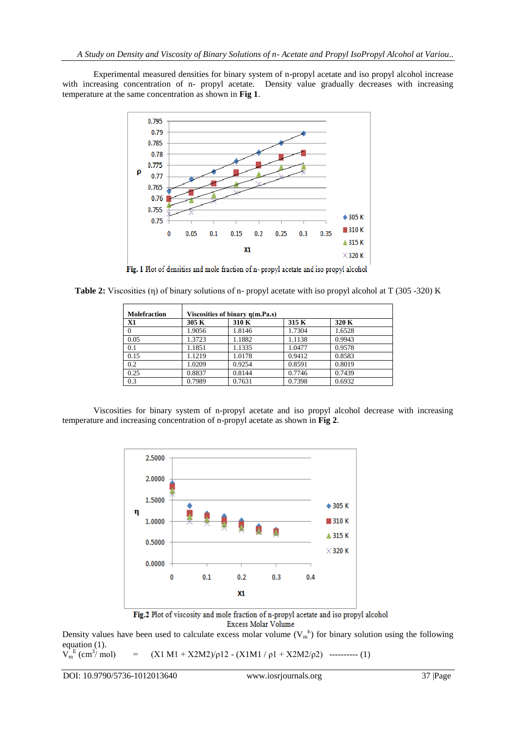Experimental measured densities for binary system of n-propyl acetate and iso propyl alcohol increase with increasing concentration of n- propyl acetate. Density value gradually decreases with increasing temperature at the same concentration as shown in **Fig 1**.

**Fig. 1** Plot of densities and mole fraction of n- propyl acetate and iso propyl alcohol

**Table 2:** Viscosities (η) of binary solutions of n- propyl acetate with iso propyl alcohol at T (305 -320) K

| Molefraction | Viscosities of binary η(m.Pa.s) | | | |
|---|---|---|---|---|
| X1 | 305 K | 310 K | 315 K | 320 K |
| 0 | 1.9056 | 1.8146 | 1.7304 | 1.6528 |
| 0.05 | 1.3723 | 1.1882 | 1.1138 | 0.9943 |
| 0.1 | 1.1851 | 1.1335 | 1.0477 | 0.9578 |
| 0.15 | 1.1219 | 1.0178 | 0.9412 | 0.8583 |
| 0.2 | 1.0209 | 0.9254 | 0.8591 | 0.8019 |
| 0.25 | 0.8837 | 0.8144 | 0.7746 | 0.7439 |
| 0.3 | 0.7989 | 0.7631 | 0.7398 | 0.6932 |

Viscosities for binary system of n-propyl acetate and iso propyl alcohol decrease with increasing temperature and increasing concentration of n-propyl acetate as shown in **Fig 2**.

**Fig.2** Plot of viscosity and mole fraction of n-propyl acetate and iso propyl alcohol

Excess Molar Volume

Density values have been used to calculate excess molar volume ($V_m^E$) for binary solution using the following equation (1).

$$V_m^E \, (cm^3/mol) = (X1\,M1 + X2M2)/\rho 12 - (X1M1 / \rho 1 + X2M2/\rho 2) \quad \text{---------- (1)}$$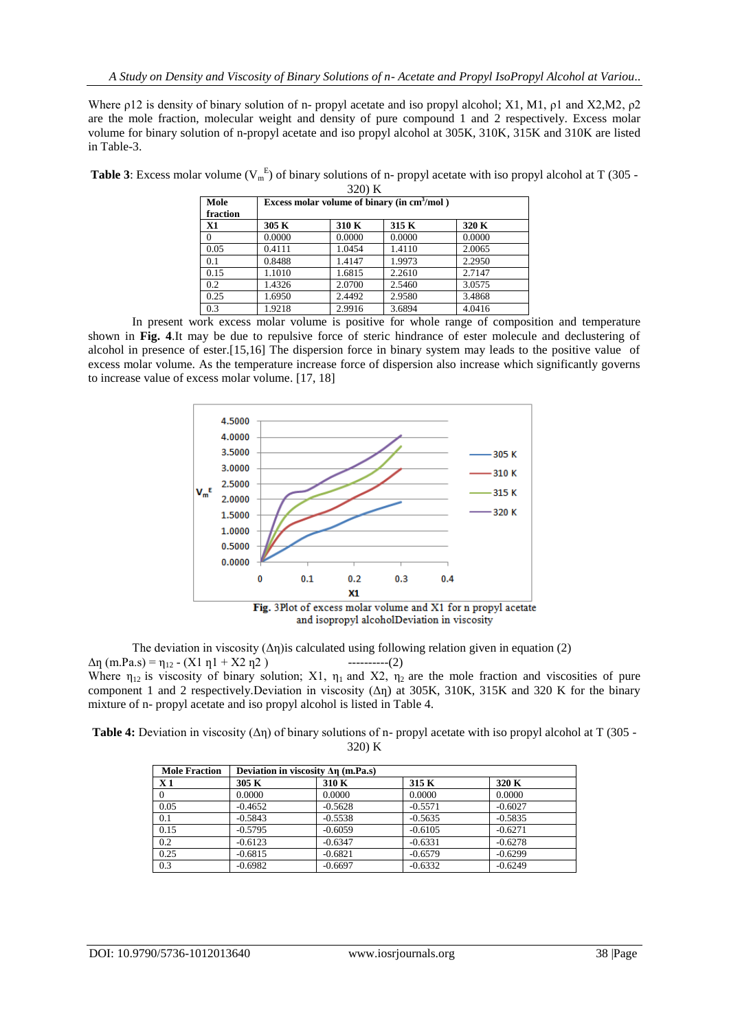Where ρ12 is density of binary solution of n- propyl acetate and iso propyl alcohol; X1, M1, ρ1 and X2,M2, ρ2 are the mole fraction, molecular weight and density of pure compound 1 and 2 respectively. Excess molar volume for binary solution of n-propyl acetate and iso propyl alcohol at 305K, 310K, 315K and 310K are listed in Table-3.

**Table 3**: Excess molar volume ($V_m^E$) of binary solutions of n- propyl acetate with iso propyl alcohol at T (305 - 320) K

| Mole fraction | Excess molar volume of binary (in $cm^3$/mol ) | | | |
|---|---|---|---|---|
| **X1** | **305 K** | **310 K** | **315 K** | **320 K** |
| 0 | 0.0000 | 0.0000 | 0.0000 | 0.0000 |
| 0.05 | 0.4111 | 1.0454 | 1.4110 | 2.0065 |
| 0.1 | 0.8488 | 1.4147 | 1.9973 | 2.2950 |
| 0.15 | 1.1010 | 1.6815 | 2.2610 | 2.7147 |
| 0.2 | 1.4326 | 2.0700 | 2.5460 | 3.0575 |
| 0.25 | 1.6950 | 2.4492 | 2.9580 | 3.4868 |
| 0.3 | 1.9218 | 2.9916 | 3.6894 | 4.0416 |

In present work excess molar volume is positive for whole range of composition and temperature shown in **Fig. 4**.It may be due to repulsive force of steric hindrance of ester molecule and declustering of alcohol in presence of ester.[15,16] The dispersion force in binary system may leads to the positive value of excess molar volume. As the temperature increase force of dispersion also increase which significantly governs to increase value of excess molar volume. [17, 18]

**Fig.** 3Plot of excess molar volume and X1 for n propyl acetate and isopropyl alcoholDeviation in viscosity

The deviation in viscosity (Δη)is calculated using following relation given in equation (2)

$\Delta\eta$ (m.Pa.s) = $\eta_{12}$ - (X1 $\eta$1 + X2 $\eta$2 ) ----------(2)

Where $\eta_{12}$ is viscosity of binary solution; X1, $\eta_1$ and X2, $\eta_2$ are the mole fraction and viscosities of pure component 1 and 2 respectively.Deviation in viscosity (Δη) at 305K, 310K, 315K and 320 K for the binary mixture of n- propyl acetate and iso propyl alcohol is listed in Table 4.

**Table 4:** Deviation in viscosity (Δη) of binary solutions of n- propyl acetate with iso propyl alcohol at T (305 - 320) K

| Mole Fraction | Deviation in viscosity Δη (m.Pa.s) | | | |
|---|---|---|---|---|
| **X 1** | **305 K** | **310 K** | **315 K** | **320 K** |
| 0 | 0.0000 | 0.0000 | 0.0000 | 0.0000 |
| 0.05 | -0.4652 | -0.5628 | -0.5571 | -0.6027 |
| 0.1 | -0.5843 | -0.5538 | -0.5635 | -0.5835 |
| 0.15 | -0.5795 | -0.6059 | -0.6105 | -0.6271 |
| 0.2 | -0.6123 | -0.6347 | -0.6331 | -0.6278 |
| 0.25 | -0.6815 | -0.6821 | -0.6579 | -0.6299 |
| 0.3 | -0.6982 | -0.6697 | -0.6332 | -0.6249 |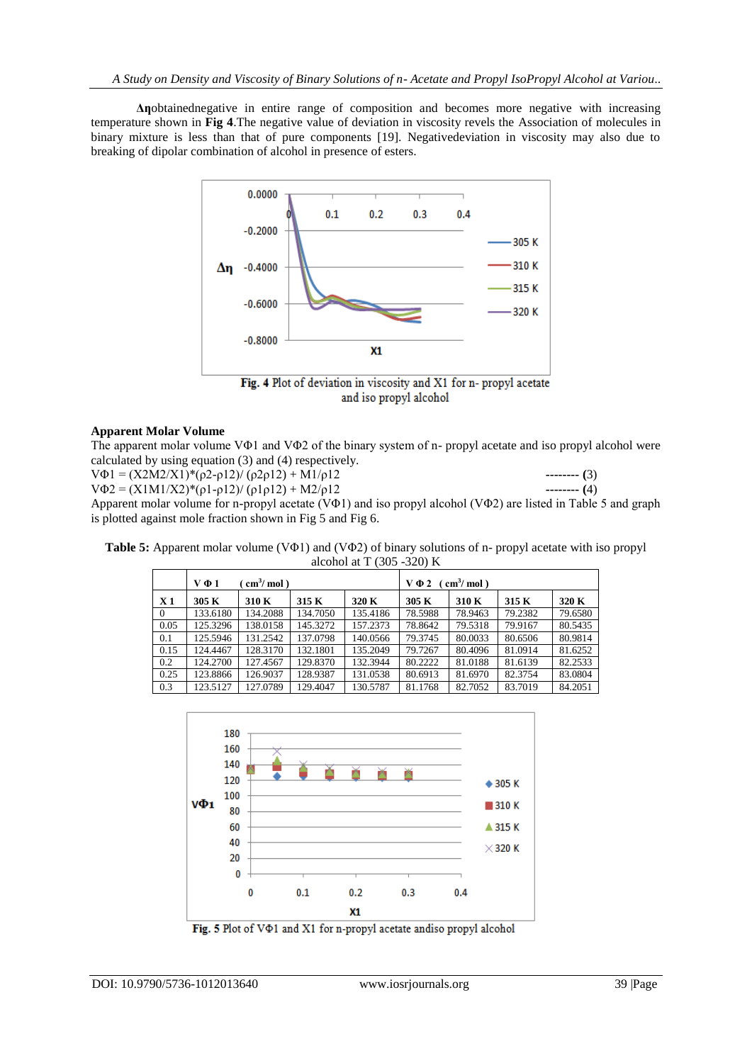**Δη** obtained negative in entire range of composition and becomes more negative with increasing temperature shown in **Fig 4**. The negative value of deviation in viscosity revels the Association of molecules in binary mixture is less than that of pure components [19]. Negative deviation in viscosity may also due to breaking of dipolar combination of alcohol in presence of esters.

**Fig. 4** Plot of deviation in viscosity and X1 for n- propyl acetate and iso propyl alcohol

### Apparent Molar Volume

The apparent molar volume VΦ1 and VΦ2 of the binary system of n- propyl acetate and iso propyl alcohol were calculated by using equation (3) and (4) respectively.

$$V\Phi_1 = (X_2M_2/X_1)*(\rho_2-\rho_{12})/(\rho_2\rho_{12}) + M_1/\rho_{12} \quad \text{-------- (3)}$$

$$V\Phi_2 = (X_1M_1/X_2)*(\rho_1-\rho_{12})/(\rho_1\rho_{12}) + M_2/\rho_{12} \quad \text{-------- (4)}$$

Apparent molar volume for n-propyl acetate (VΦ1) and iso propyl alcohol (VΦ2) are listed in Table 5 and graph is plotted against mole fraction shown in Fig 5 and Fig 6.

**Table 5:** Apparent molar volume (VΦ1) and (VΦ2) of binary solutions of n- propyl acetate with iso propyl alcohol at T (305 -320) K

| | V Φ 1 ( $cm^3$/ mol ) | | | | V Φ 2 ( $cm^3$/ mol ) | | | |
|---|---|---|---|---|---|---|---|---|
| X 1 | 305 K | 310 K | 315 K | 320 K | 305 K | 310 K | 315 K | 320 K |
| 0 | 133.6180 | 134.2088 | 134.7050 | 135.4186 | 78.5988 | 78.9463 | 79.2382 | 79.6580 |
| 0.05 | 125.3296 | 138.0158 | 145.3272 | 157.2373 | 78.8642 | 79.5318 | 79.9167 | 80.5435 |
| 0.1 | 125.5946 | 131.2542 | 137.0798 | 140.0566 | 79.3745 | 80.0033 | 80.6506 | 80.9814 |
| 0.15 | 124.4467 | 128.3170 | 132.1801 | 135.2049 | 79.7267 | 80.4096 | 81.0914 | 81.6252 |
| 0.2 | 124.2700 | 127.4567 | 129.8370 | 132.3944 | 80.2222 | 81.0188 | 81.6139 | 82.2533 |
| 0.25 | 123.8866 | 126.9037 | 128.9387 | 131.0538 | 80.6913 | 81.6970 | 82.3754 | 83.0804 |
| 0.3 | 123.5127 | 127.0789 | 129.4047 | 130.5787 | 81.1768 | 82.7052 | 83.7019 | 84.2051 |

**Fig. 5** Plot of VΦ1 and X1 for n-propyl acetate andiso propyl alcohol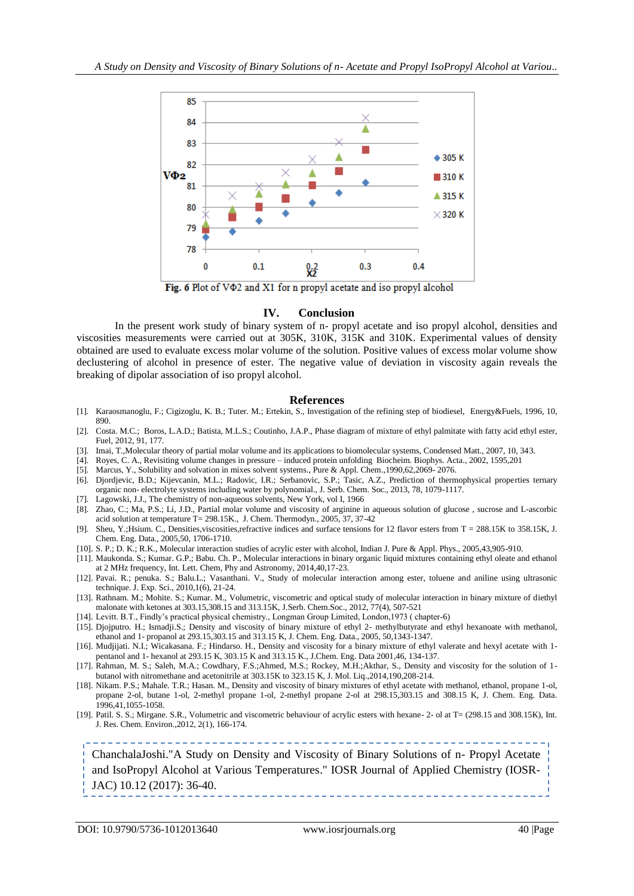85
84
83
82
81
80
79
78

$V\Phi_2$

0 0.1 0.2 0.3 0.4

X2

305 K
310 K
315 K
320 K

**Fig. 6** Plot of $V\Phi_2$ and X1 for n propyl acetate and iso propyl alcohol

## IV. Conclusion

In the present work study of binary system of n- propyl acetate and iso propyl alcohol, densities and viscosities measurements were carried out at 305K, 310K, 315K and 310K. Experimental values of density obtained are used to evaluate excess molar volume of the solution. Positive values of excess molar volume show declustering of alcohol in presence of ester. The negative value of deviation in viscosity again reveals the breaking of dipolar association of iso propyl alcohol.

## References

[1]. Karaosmanoglu, F.; Cigizoglu, K. B.; Tuter. M.; Ertekin, S., Investigation of the refining step of biodiesel, Energy&Fuels, 1996, 10, 890.

[2]. Costa. M.C.; Boros, L.A.D.; Batista, M.L.S.; Coutinho, J.A.P., Phase diagram of mixture of ethyl palmitate with fatty acid ethyl ester, Fuel, 2012, 91, 177.

[3]. Imai, T.,Molecular theory of partial molar volume and its applications to biomolecular systems, Condensed Matt., 2007, 10, 343.

[4]. Royes, C. A., Revisiting volume changes in pressure – induced protein unfolding Biocheim. Biophys. Acta., 2002, 1595,201

[5]. Marcus, Y., Solubility and solvation in mixes solvent systems., Pure & Appl. Chem.,1990,62,2069- 2076.

[6]. Djordjevic, B.D.; Kijevcanin, M.L.; Radovic, I.R.; Serbanovic, S.P.; Tasic, A.Z., Prediction of thermophysical properties ternary organic non- electrolyte systems including water by polynomial., J. Serb. Chem. Soc., 2013, 78, 1079-1117.

[7]. Lagowski, J.J., The chemistry of non-aqueous solvents, New York, vol I, 1966

[8]. Zhao, C.; Ma, P.S.; Li, J.D., Partial molar volume and viscosity of arginine in aqueous solution of glucose , sucrose and L-ascorbic acid solution at temperature T= 298.15K., J. Chem. Thermodyn., 2005, 37, 37-42

[9]. Sheu, Y.;Hsium. C., Densities,viscosities,refractive indices and surface tensions for 12 flavor esters from T = 288.15K to 358.15K, J. Chem. Eng. Data., 2005,50, 1706-1710.

[10]. S. P.; D. K.; R.K., Molecular interaction studies of acrylic ester with alcohol, Indian J. Pure & Appl. Phys., 2005,43,905-910.

[11]. Maukonda. S.; Kumar. G.P.; Babu. Ch. P., Molecular interactions in binary organic liquid mixtures containing ethyl oleate and ethanol at 2 MHz frequency, Int. Lett. Chem, Phy and Astronomy, 2014,40,17-23.

[12]. Pavai. R.; penuka. S.; Balu.L.; Vasanthani. V., Study of molecular interaction among ester, toluene and aniline using ultrasonic technique. J. Exp. Sci., 2010,1(6), 21-24.

[13]. Rathnam. M.; Mohite. S.; Kumar. M., Volumetric, viscometric and optical study of molecular interaction in binary mixture of diethyl malonate with ketones at 303.15,308.15 and 313.15K, J.Serb. Chem.Soc., 2012, 77(4), 507-521

[14]. Levitt. B.T., Findly's practical physical chemistry., Longman Group Limited, London,1973 ( chapter-6)

[15]. Djojputro. H.; Ismadji.S.; Density and viscosity of binary mixture of ethyl 2- methylbutyrate and ethyl hexanoate with methanol, ethanol and 1- propanol at 293.15,303.15 and 313.15 K, J. Chem. Eng. Data., 2005, 50,1343-1347.

[16]. Mudjijati. N.I.; Wicakasana. F.; Hindarso. H., Density and viscosity for a binary mixture of ethyl valerate and hexyl acetate with 1- pentanol and 1- hexanol at 293.15 K, 303.15 K and 313.15 K., J.Chem. Eng. Data 2001,46, 134-137.

[17]. Rahman, M. S.; Saleh, M.A.; Cowdhary, F.S.;Ahmed, M.S.; Rockey, M.H.;Akthar, S., Density and viscosity for the solution of 1- butanol with nitromethane and acetonitrile at 303.15K to 323.15 K, J. Mol. Liq.,2014,190,208-214.

[18]. Nikam. P.S.; Mahale. T.R.; Hasan. M., Density and viscosity of binary mixtures of ethyl acetate with methanol, ethanol, propane 1-ol, propane 2-ol, butane 1-ol, 2-methyl propane 1-ol, 2-methyl propane 2-ol at 298.15,303.15 and 308.15 K, J. Chem. Eng. Data. 1996,41,1055-1058.

[19]. Patil. S. S.; Mirgane. S.R., Volumetric and viscometric behaviour of acrylic esters with hexane- 2- ol at T= (298.15 and 308.15K), Int. J. Res. Chem. Environ.,2012, 2(1), 166-174.

ChanchalaJoshi."A Study on Density and Viscosity of Binary Solutions of n- Propyl Acetate and IsoPropyl Alcohol at Various Temperatures." IOSR Journal of Applied Chemistry (IOSR-JAC) 10.12 (2017): 36-40.